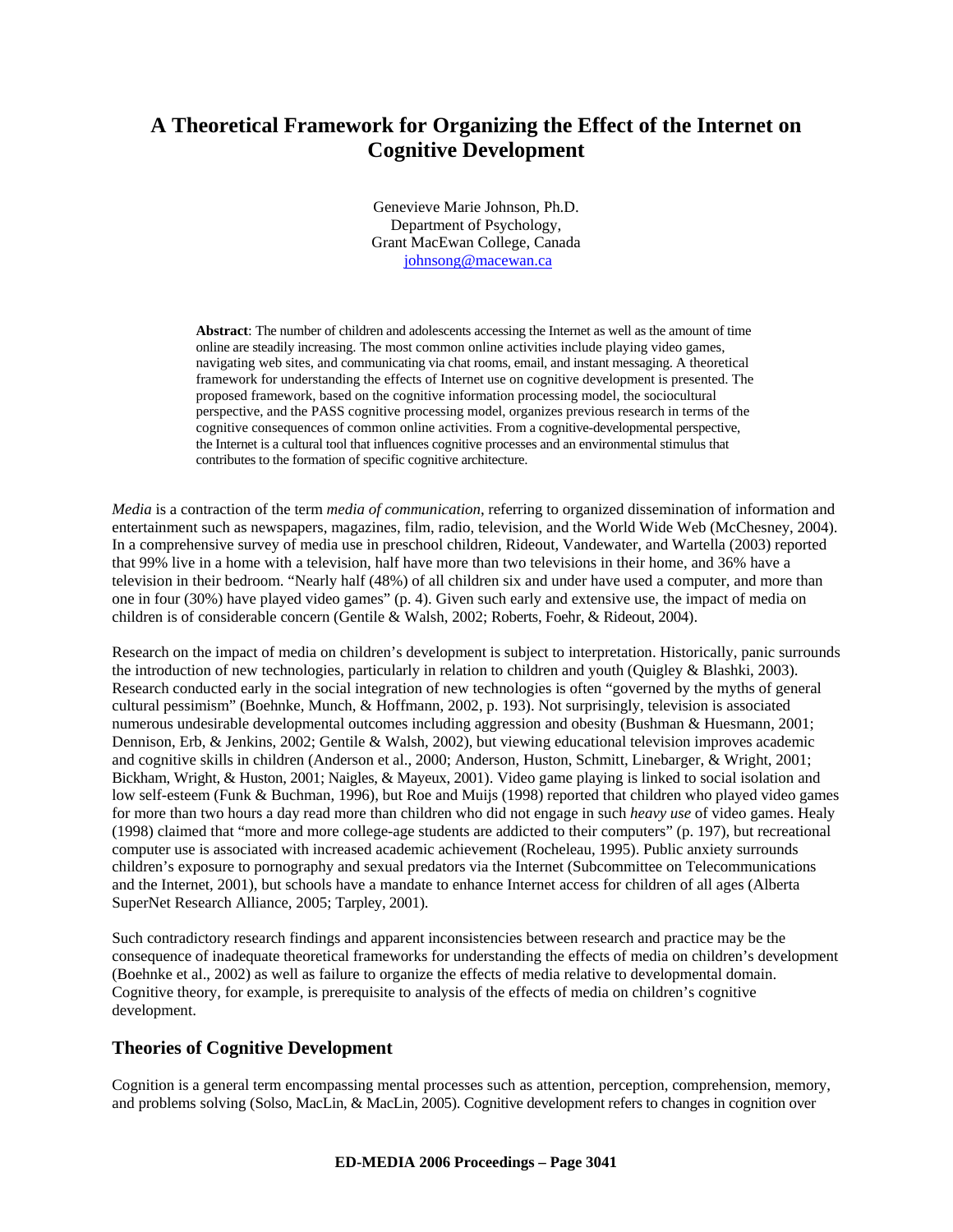# A Theoretical Framework for Organizing the Effect of the Internet on Cognitive Development

Genevieve Marie Johnson, Ph.D.
Department of Psychology,
Grant MacEwan College, Canada
johnsong@macewan.ca

**Abstract**: The number of children and adolescents accessing the Internet as well as the amount of time online are steadily increasing. The most common online activities include playing video games, navigating web sites, and communicating via chat rooms, email, and instant messaging. A theoretical framework for understanding the effects of Internet use on cognitive development is presented. The proposed framework, based on the cognitive information processing model, the sociocultural perspective, and the PASS cognitive processing model, organizes previous research in terms of the cognitive consequences of common online activities. From a cognitive-developmental perspective, the Internet is a cultural tool that influences cognitive processes and an environmental stimulus that contributes to the formation of specific cognitive architecture.

*Media* is a contraction of the term *media of communication*, referring to organized dissemination of information and entertainment such as newspapers, magazines, film, radio, television, and the World Wide Web (McChesney, 2004). In a comprehensive survey of media use in preschool children, Rideout, Vandewater, and Wartella (2003) reported that 99% live in a home with a television, half have more than two televisions in their home, and 36% have a television in their bedroom. "Nearly half (48%) of all children six and under have used a computer, and more than one in four (30%) have played video games" (p. 4). Given such early and extensive use, the impact of media on children is of considerable concern (Gentile & Walsh, 2002; Roberts, Foehr, & Rideout, 2004).

Research on the impact of media on children's development is subject to interpretation. Historically, panic surrounds the introduction of new technologies, particularly in relation to children and youth (Quigley & Blashki, 2003). Research conducted early in the social integration of new technologies is often "governed by the myths of general cultural pessimism" (Boehnke, Munch, & Hoffmann, 2002, p. 193). Not surprisingly, television is associated numerous undesirable developmental outcomes including aggression and obesity (Bushman & Huesmann, 2001; Dennison, Erb, & Jenkins, 2002; Gentile & Walsh, 2002), but viewing educational television improves academic and cognitive skills in children (Anderson et al., 2000; Anderson, Huston, Schmitt, Linebarger, & Wright, 2001; Bickham, Wright, & Huston, 2001; Naigles, & Mayeux, 2001). Video game playing is linked to social isolation and low self-esteem (Funk & Buchman, 1996), but Roe and Muijs (1998) reported that children who played video games for more than two hours a day read more than children who did not engage in such *heavy use* of video games. Healy (1998) claimed that "more and more college-age students are addicted to their computers" (p. 197), but recreational computer use is associated with increased academic achievement (Rocheleau, 1995). Public anxiety surrounds children's exposure to pornography and sexual predators via the Internet (Subcommittee on Telecommunications and the Internet, 2001), but schools have a mandate to enhance Internet access for children of all ages (Alberta SuperNet Research Alliance, 2005; Tarpley, 2001).

Such contradictory research findings and apparent inconsistencies between research and practice may be the consequence of inadequate theoretical frameworks for understanding the effects of media on children's development (Boehnke et al., 2002) as well as failure to organize the effects of media relative to developmental domain. Cognitive theory, for example, is prerequisite to analysis of the effects of media on children's cognitive development.

## Theories of Cognitive Development

Cognition is a general term encompassing mental processes such as attention, perception, comprehension, memory, and problems solving (Solso, MacLin, & MacLin, 2005). Cognitive development refers to changes in cognition over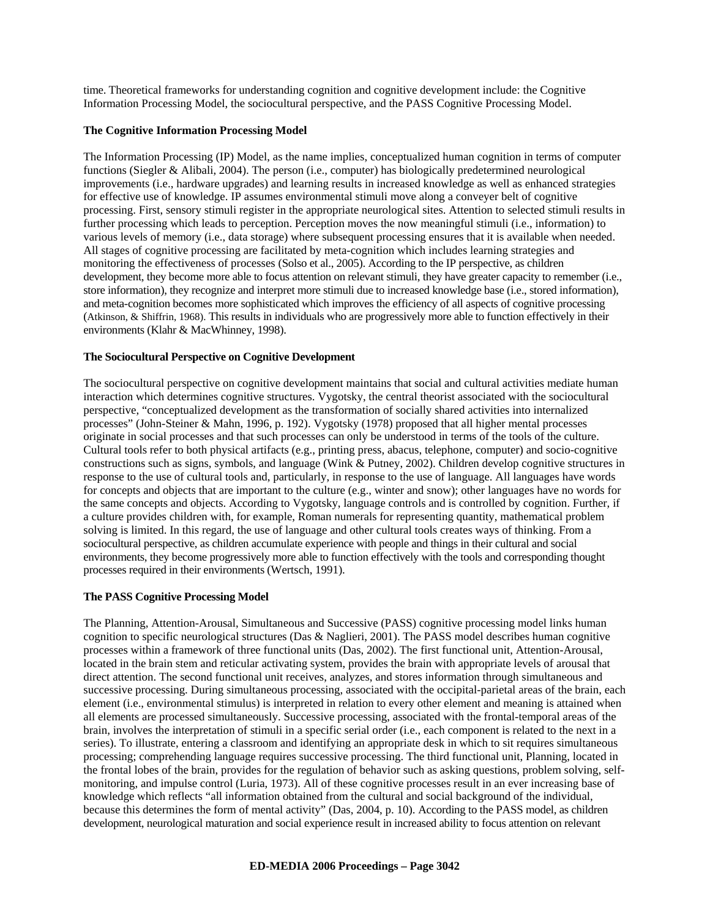time. Theoretical frameworks for understanding cognition and cognitive development include: the Cognitive Information Processing Model, the sociocultural perspective, and the PASS Cognitive Processing Model.

**The Cognitive Information Processing Model**

The Information Processing (IP) Model, as the name implies, conceptualized human cognition in terms of computer functions (Siegler & Alibali, 2004). The person (i.e., computer) has biologically predetermined neurological improvements (i.e., hardware upgrades) and learning results in increased knowledge as well as enhanced strategies for effective use of knowledge. IP assumes environmental stimuli move along a conveyer belt of cognitive processing. First, sensory stimuli register in the appropriate neurological sites. Attention to selected stimuli results in further processing which leads to perception. Perception moves the now meaningful stimuli (i.e., information) to various levels of memory (i.e., data storage) where subsequent processing ensures that it is available when needed. All stages of cognitive processing are facilitated by meta-cognition which includes learning strategies and monitoring the effectiveness of processes (Solso et al., 2005). According to the IP perspective, as children development, they become more able to focus attention on relevant stimuli, they have greater capacity to remember (i.e., store information), they recognize and interpret more stimuli due to increased knowledge base (i.e., stored information), and meta-cognition becomes more sophisticated which improves the efficiency of all aspects of cognitive processing (Atkinson, & Shiffrin, 1968). This results in individuals who are progressively more able to function effectively in their environments (Klahr & MacWhinney, 1998).

**The Sociocultural Perspective on Cognitive Development**

The sociocultural perspective on cognitive development maintains that social and cultural activities mediate human interaction which determines cognitive structures. Vygotsky, the central theorist associated with the sociocultural perspective, "conceptualized development as the transformation of socially shared activities into internalized processes" (John-Steiner & Mahn, 1996, p. 192). Vygotsky (1978) proposed that all higher mental processes originate in social processes and that such processes can only be understood in terms of the tools of the culture. Cultural tools refer to both physical artifacts (e.g., printing press, abacus, telephone, computer) and socio-cognitive constructions such as signs, symbols, and language (Wink & Putney, 2002). Children develop cognitive structures in response to the use of cultural tools and, particularly, in response to the use of language. All languages have words for concepts and objects that are important to the culture (e.g., winter and snow); other languages have no words for the same concepts and objects. According to Vygotsky, language controls and is controlled by cognition. Further, if a culture provides children with, for example, Roman numerals for representing quantity, mathematical problem solving is limited. In this regard, the use of language and other cultural tools creates ways of thinking. From a sociocultural perspective, as children accumulate experience with people and things in their cultural and social environments, they become progressively more able to function effectively with the tools and corresponding thought processes required in their environments (Wertsch, 1991).

**The PASS Cognitive Processing Model**

The Planning, Attention-Arousal, Simultaneous and Successive (PASS) cognitive processing model links human cognition to specific neurological structures (Das & Naglieri, 2001). The PASS model describes human cognitive processes within a framework of three functional units (Das, 2002). The first functional unit, Attention-Arousal, located in the brain stem and reticular activating system, provides the brain with appropriate levels of arousal that direct attention. The second functional unit receives, analyzes, and stores information through simultaneous and successive processing. During simultaneous processing, associated with the occipital-parietal areas of the brain, each element (i.e., environmental stimulus) is interpreted in relation to every other element and meaning is attained when all elements are processed simultaneously. Successive processing, associated with the frontal-temporal areas of the brain, involves the interpretation of stimuli in a specific serial order (i.e., each component is related to the next in a series). To illustrate, entering a classroom and identifying an appropriate desk in which to sit requires simultaneous processing; comprehending language requires successive processing. The third functional unit, Planning, located in the frontal lobes of the brain, provides for the regulation of behavior such as asking questions, problem solving, self-monitoring, and impulse control (Luria, 1973). All of these cognitive processes result in an ever increasing base of knowledge which reflects "all information obtained from the cultural and social background of the individual, because this determines the form of mental activity" (Das, 2004, p. 10). According to the PASS model, as children development, neurological maturation and social experience result in increased ability to focus attention on relevant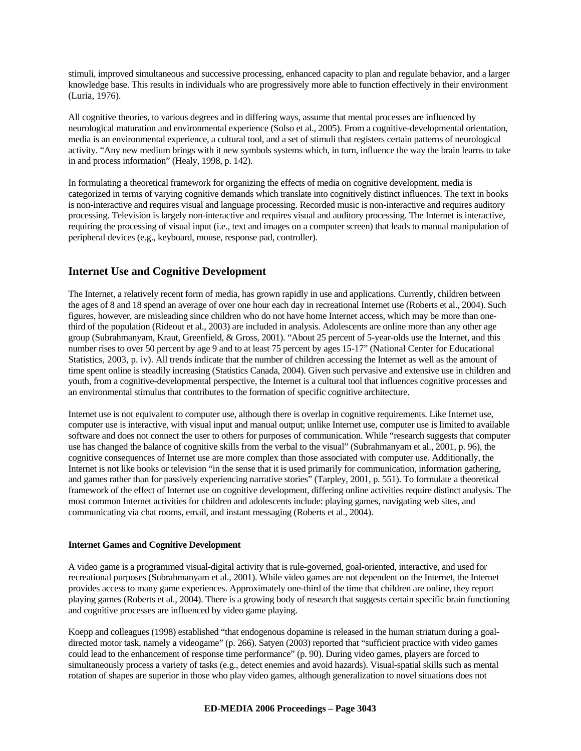stimuli, improved simultaneous and successive processing, enhanced capacity to plan and regulate behavior, and a larger knowledge base. This results in individuals who are progressively more able to function effectively in their environment (Luria, 1976).

All cognitive theories, to various degrees and in differing ways, assume that mental processes are influenced by neurological maturation and environmental experience (Solso et al., 2005). From a cognitive-developmental orientation, media is an environmental experience, a cultural tool, and a set of stimuli that registers certain patterns of neurological activity. "Any new medium brings with it new symbols systems which, in turn, influence the way the brain learns to take in and process information" (Healy, 1998, p. 142).

In formulating a theoretical framework for organizing the effects of media on cognitive development, media is categorized in terms of varying cognitive demands which translate into cognitively distinct influences. The text in books is non-interactive and requires visual and language processing. Recorded music is non-interactive and requires auditory processing. Television is largely non-interactive and requires visual and auditory processing. The Internet is interactive, requiring the processing of visual input (i.e., text and images on a computer screen) that leads to manual manipulation of peripheral devices (e.g., keyboard, mouse, response pad, controller).

## Internet Use and Cognitive Development

The Internet, a relatively recent form of media, has grown rapidly in use and applications. Currently, children between the ages of 8 and 18 spend an average of over one hour each day in recreational Internet use (Roberts et al., 2004). Such figures, however, are misleading since children who do not have home Internet access, which may be more than one-third of the population (Rideout et al., 2003) are included in analysis. Adolescents are online more than any other age group (Subrahmanyam, Kraut, Greenfield, & Gross, 2001). "About 25 percent of 5-year-olds use the Internet, and this number rises to over 50 percent by age 9 and to at least 75 percent by ages 15-17" (National Center for Educational Statistics, 2003, p. iv). All trends indicate that the number of children accessing the Internet as well as the amount of time spent online is steadily increasing (Statistics Canada, 2004). Given such pervasive and extensive use in children and youth, from a cognitive-developmental perspective, the Internet is a cultural tool that influences cognitive processes and an environmental stimulus that contributes to the formation of specific cognitive architecture.

Internet use is not equivalent to computer use, although there is overlap in cognitive requirements. Like Internet use, computer use is interactive, with visual input and manual output; unlike Internet use, computer use is limited to available software and does not connect the user to others for purposes of communication. While "research suggests that computer use has changed the balance of cognitive skills from the verbal to the visual" (Subrahmanyam et al., 2001, p. 96), the cognitive consequences of Internet use are more complex than those associated with computer use. Additionally, the Internet is not like books or television "in the sense that it is used primarily for communication, information gathering, and games rather than for passively experiencing narrative stories" (Tarpley, 2001, p. 551). To formulate a theoretical framework of the effect of Internet use on cognitive development, differing online activities require distinct analysis. The most common Internet activities for children and adolescents include: playing games, navigating web sites, and communicating via chat rooms, email, and instant messaging (Roberts et al., 2004).

### Internet Games and Cognitive Development

A video game is a programmed visual-digital activity that is rule-governed, goal-oriented, interactive, and used for recreational purposes (Subrahmanyam et al., 2001). While video games are not dependent on the Internet, the Internet provides access to many game experiences. Approximately one-third of the time that children are online, they report playing games (Roberts et al., 2004). There is a growing body of research that suggests certain specific brain functioning and cognitive processes are influenced by video game playing.

Koepp and colleagues (1998) established "that endogenous dopamine is released in the human striatum during a goal-directed motor task, namely a videogame" (p. 266). Satyen (2003) reported that "sufficient practice with video games could lead to the enhancement of response time performance" (p. 90). During video games, players are forced to simultaneously process a variety of tasks (e.g., detect enemies and avoid hazards). Visual-spatial skills such as mental rotation of shapes are superior in those who play video games, although generalization to novel situations does not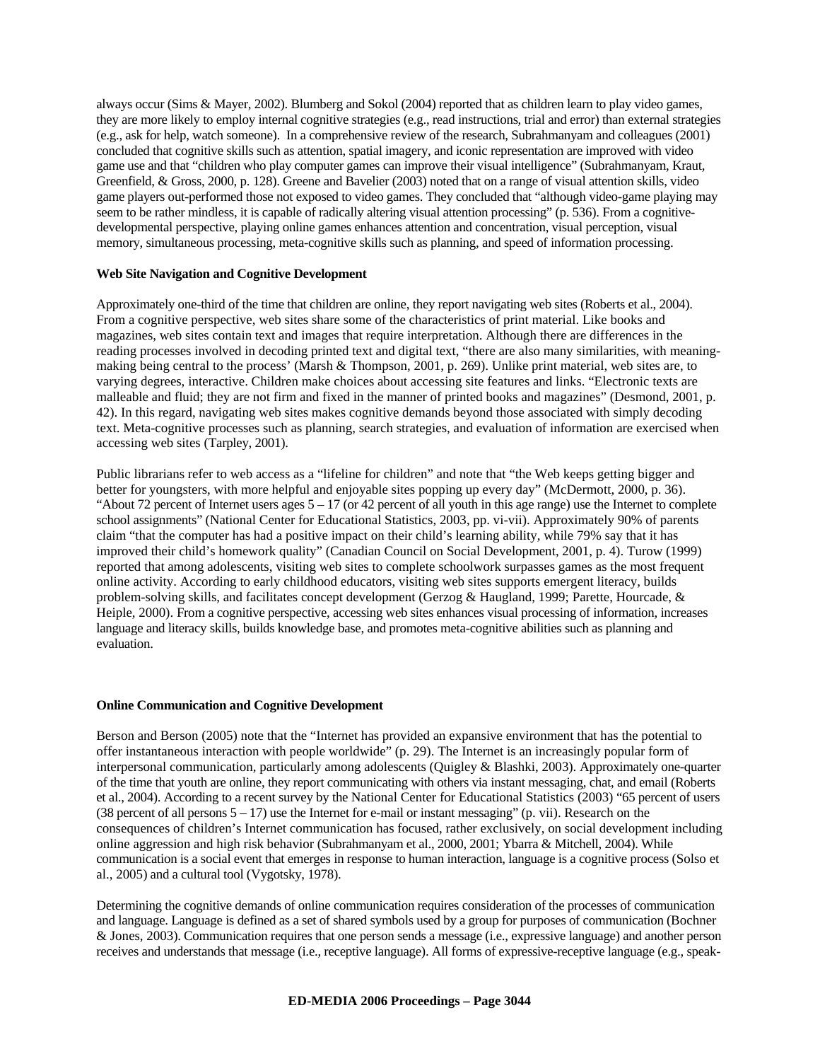always occur (Sims & Mayer, 2002). Blumberg and Sokol (2004) reported that as children learn to play video games, they are more likely to employ internal cognitive strategies (e.g., read instructions, trial and error) than external strategies (e.g., ask for help, watch someone). In a comprehensive review of the research, Subrahmanyam and colleagues (2001) concluded that cognitive skills such as attention, spatial imagery, and iconic representation are improved with video game use and that "children who play computer games can improve their visual intelligence" (Subrahmanyam, Kraut, Greenfield, & Gross, 2000, p. 128). Greene and Bavelier (2003) noted that on a range of visual attention skills, video game players out-performed those not exposed to video games. They concluded that "although video-game playing may seem to be rather mindless, it is capable of radically altering visual attention processing" (p. 536). From a cognitive-developmental perspective, playing online games enhances attention and concentration, visual perception, visual memory, simultaneous processing, meta-cognitive skills such as planning, and speed of information processing.

**Web Site Navigation and Cognitive Development**

Approximately one-third of the time that children are online, they report navigating web sites (Roberts et al., 2004). From a cognitive perspective, web sites share some of the characteristics of print material. Like books and magazines, web sites contain text and images that require interpretation. Although there are differences in the reading processes involved in decoding printed text and digital text, "there are also many similarities, with meaning-making being central to the process' (Marsh & Thompson, 2001, p. 269). Unlike print material, web sites are, to varying degrees, interactive. Children make choices about accessing site features and links. "Electronic texts are malleable and fluid; they are not firm and fixed in the manner of printed books and magazines" (Desmond, 2001, p. 42). In this regard, navigating web sites makes cognitive demands beyond those associated with simply decoding text. Meta-cognitive processes such as planning, search strategies, and evaluation of information are exercised when accessing web sites (Tarpley, 2001).

Public librarians refer to web access as a "lifeline for children" and note that "the Web keeps getting bigger and better for youngsters, with more helpful and enjoyable sites popping up every day" (McDermott, 2000, p. 36). "About 72 percent of Internet users ages 5 – 17 (or 42 percent of all youth in this age range) use the Internet to complete school assignments" (National Center for Educational Statistics, 2003, pp. vi-vii). Approximately 90% of parents claim "that the computer has had a positive impact on their child's learning ability, while 79% say that it has improved their child's homework quality" (Canadian Council on Social Development, 2001, p. 4). Turow (1999) reported that among adolescents, visiting web sites to complete schoolwork surpasses games as the most frequent online activity. According to early childhood educators, visiting web sites supports emergent literacy, builds problem-solving skills, and facilitates concept development (Gerzog & Haugland, 1999; Parette, Hourcade, & Heiple, 2000). From a cognitive perspective, accessing web sites enhances visual processing of information, increases language and literacy skills, builds knowledge base, and promotes meta-cognitive abilities such as planning and evaluation.

**Online Communication and Cognitive Development**

Berson and Berson (2005) note that the "Internet has provided an expansive environment that has the potential to offer instantaneous interaction with people worldwide" (p. 29). The Internet is an increasingly popular form of interpersonal communication, particularly among adolescents (Quigley & Blashki, 2003). Approximately one-quarter of the time that youth are online, they report communicating with others via instant messaging, chat, and email (Roberts et al., 2004). According to a recent survey by the National Center for Educational Statistics (2003) "65 percent of users (38 percent of all persons 5 – 17) use the Internet for e-mail or instant messaging" (p. vii). Research on the consequences of children's Internet communication has focused, rather exclusively, on social development including online aggression and high risk behavior (Subrahmanyam et al., 2000, 2001; Ybarra & Mitchell, 2004). While communication is a social event that emerges in response to human interaction, language is a cognitive process (Solso et al., 2005) and a cultural tool (Vygotsky, 1978).

Determining the cognitive demands of online communication requires consideration of the processes of communication and language. Language is defined as a set of shared symbols used by a group for purposes of communication (Bochner & Jones, 2003). Communication requires that one person sends a message (i.e., expressive language) and another person receives and understands that message (i.e., receptive language). All forms of expressive-receptive language (e.g., speak-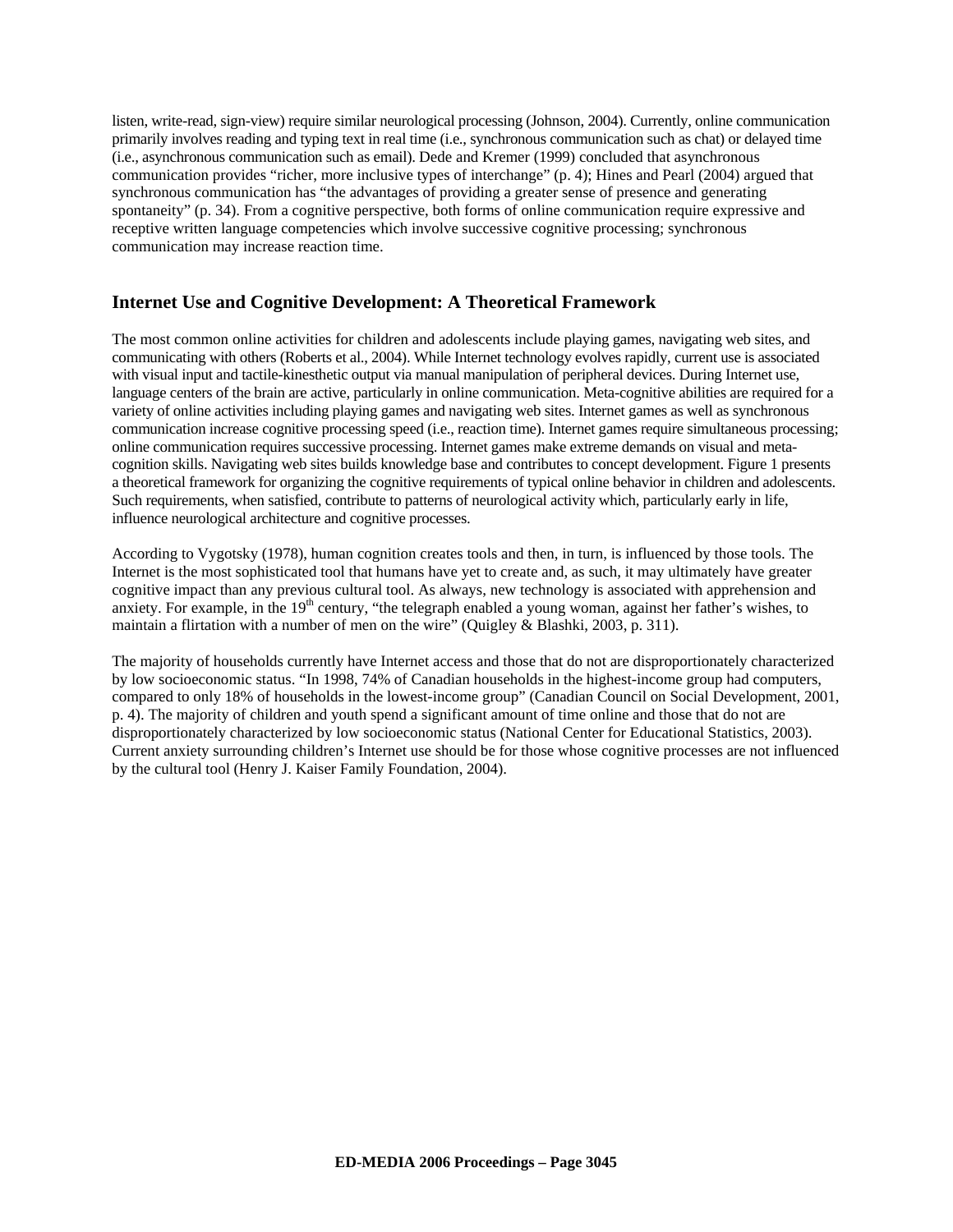listen, write-read, sign-view) require similar neurological processing (Johnson, 2004). Currently, online communication primarily involves reading and typing text in real time (i.e., synchronous communication such as chat) or delayed time (i.e., asynchronous communication such as email). Dede and Kremer (1999) concluded that asynchronous communication provides "richer, more inclusive types of interchange" (p. 4); Hines and Pearl (2004) argued that synchronous communication has "the advantages of providing a greater sense of presence and generating spontaneity" (p. 34). From a cognitive perspective, both forms of online communication require expressive and receptive written language competencies which involve successive cognitive processing; synchronous communication may increase reaction time.

## Internet Use and Cognitive Development: A Theoretical Framework

The most common online activities for children and adolescents include playing games, navigating web sites, and communicating with others (Roberts et al., 2004). While Internet technology evolves rapidly, current use is associated with visual input and tactile-kinesthetic output via manual manipulation of peripheral devices. During Internet use, language centers of the brain are active, particularly in online communication. Meta-cognitive abilities are required for a variety of online activities including playing games and navigating web sites. Internet games as well as synchronous communication increase cognitive processing speed (i.e., reaction time). Internet games require simultaneous processing; online communication requires successive processing. Internet games make extreme demands on visual and meta-cognition skills. Navigating web sites builds knowledge base and contributes to concept development. Figure 1 presents a theoretical framework for organizing the cognitive requirements of typical online behavior in children and adolescents. Such requirements, when satisfied, contribute to patterns of neurological activity which, particularly early in life, influence neurological architecture and cognitive processes.

According to Vygotsky (1978), human cognition creates tools and then, in turn, is influenced by those tools. The Internet is the most sophisticated tool that humans have yet to create and, as such, it may ultimately have greater cognitive impact than any previous cultural tool. As always, new technology is associated with apprehension and anxiety. For example, in the 19th century, "the telegraph enabled a young woman, against her father's wishes, to maintain a flirtation with a number of men on the wire" (Quigley & Blashki, 2003, p. 311).

The majority of households currently have Internet access and those that do not are disproportionately characterized by low socioeconomic status. "In 1998, 74% of Canadian households in the highest-income group had computers, compared to only 18% of households in the lowest-income group" (Canadian Council on Social Development, 2001, p. 4). The majority of children and youth spend a significant amount of time online and those that do not are disproportionately characterized by low socioeconomic status (National Center for Educational Statistics, 2003). Current anxiety surrounding children's Internet use should be for those whose cognitive processes are not influenced by the cultural tool (Henry J. Kaiser Family Foundation, 2004).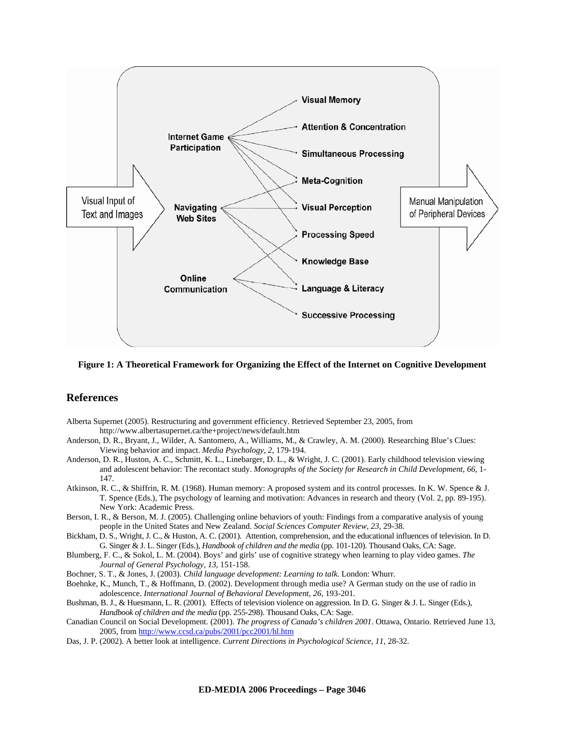**Figure 1: A Theoretical Framework for Organizing the Effect of the Internet on Cognitive Development**

## References

Alberta Supernet (2005). Restructuring and government efficiency. Retrieved September 23, 2005, from http://www.albertasupernet.ca/the+project/news/default.htm

Anderson, D. R., Bryant, J., Wilder, A. Santomero, A., Williams, M., & Crawley, A. M. (2000). Researching Blue's Clues: Viewing behavior and impact. *Media Psychology, 2*, 179-194.

Anderson, D. R., Huston, A. C., Schmitt, K. L., Linebarger, D. L., & Wright, J. C. (2001). Early childhood television viewing and adolescent behavior: The recontact study. *Monographs of the Society for Research in Child Development, 66*, 1-147.

Atkinson, R. C., & Shiffrin, R. M. (1968). Human memory: A proposed system and its control processes. In K. W. Spence & J. T. Spence (Eds.), The psychology of learning and motivation: Advances in research and theory (Vol. 2, pp. 89-195). New York: Academic Press.

Berson, I. R., & Berson, M. J. (2005). Challenging online behaviors of youth: Findings from a comparative analysis of young people in the United States and New Zealand. *Social Sciences Computer Review, 23*, 29-38.

Bickham, D. S., Wright, J. C., & Huston, A. C. (2001). Attention, comprehension, and the educational influences of television. In D. G. Singer & J. L. Singer (Eds.), *Handbook of children and the media* (pp. 101-120). Thousand Oaks, CA: Sage.

Blumberg, F. C., & Sokol, L. M. (2004). Boys' and girls' use of cognitive strategy when learning to play video games. *The Journal of General Psychology, 13*, 151-158.

Bochner, S. T., & Jones, J. (2003). *Child language development: Learning to talk*. London: Whurr.

Boehnke, K., Munch, T., & Hoffmann, D. (2002). Development through media use? A German study on the use of radio in adolescence. *International Journal of Behavioral Development, 26*, 193-201.

Bushman, B. J., & Huesmann, L. R. (2001). Effects of television violence on aggression. In D. G. Singer & J. L. Singer (Eds.), *Handbook of children and the media* (pp. 255-298). Thousand Oaks, CA: Sage.

Canadian Council on Social Development. (2001). *The progress of Canada's children 2001*. Ottawa, Ontario. Retrieved June 13, 2005, from http://www.ccsd.ca/pubs/2001/pcc2001/hl.htm

Das, J. P. (2002). A better look at intelligence. *Current Directions in Psychological Science, 11*, 28-32.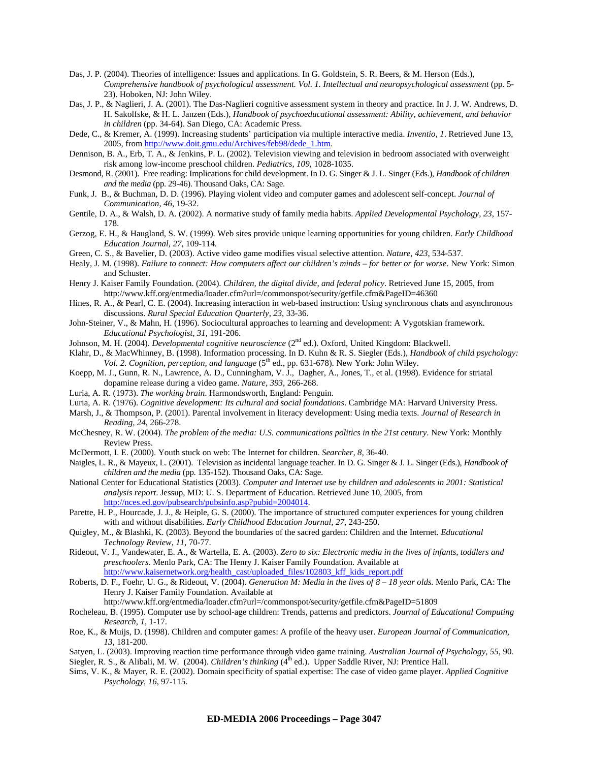Das, J. P. (2004). Theories of intelligence: Issues and applications. In G. Goldstein, S. R. Beers, & M. Herson (Eds.), *Comprehensive handbook of psychological assessment. Vol. 1. Intellectual and neuropsychological assessment* (pp. 5-23). Hoboken, NJ: John Wiley.

Das, J. P., & Naglieri, J. A. (2001). The Das-Naglieri cognitive assessment system in theory and practice. In J. J. W. Andrews, D. H. Sakolfske, & H. L. Janzen (Eds.), *Handbook of psychoeducational assessment: Ability, achievement, and behavior in children* (pp. 34-64). San Diego, CA: Academic Press.

Dede, C., & Kremer, A. (1999). Increasing students' participation via multiple interactive media. *Inventio, 1*. Retrieved June 13, 2005, from http://www.doit.gmu.edu/Archives/feb98/dede_1.htm.

Dennison, B. A., Erb, T. A., & Jenkins, P. L. (2002). Television viewing and television in bedroom associated with overweight risk among low-income preschool children. *Pediatrics, 109*, 1028-1035.

Desmond, R. (2001). Free reading: Implications for child development. In D. G. Singer & J. L. Singer (Eds.), *Handbook of children and the media* (pp. 29-46). Thousand Oaks, CA: Sage.

Funk, J. B., & Buchman, D. D. (1996). Playing violent video and computer games and adolescent self-concept. *Journal of Communication, 46*, 19-32.

Gentile, D. A., & Walsh, D. A. (2002). A normative study of family media habits. *Applied Developmental Psychology, 23*, 157-178.

Gerzog, E. H., & Haugland, S. W. (1999). Web sites provide unique learning opportunities for young children. *Early Childhood Education Journal, 27*, 109-114.

Green, C. S., & Bavelier, D. (2003). Active video game modifies visual selective attention. *Nature, 423*, 534-537.

Healy, J. M. (1998). *Failure to connect: How computers affect our children's minds – for better or for worse*. New York: Simon and Schuster.

Henry J. Kaiser Family Foundation. (2004). *Children, the digital divide, and federal policy*. Retrieved June 15, 2005, from http://www.kff.org/entmedia/loader.cfm?url=/commonspot/security/getfile.cfm&PageID=46360

Hines, R. A., & Pearl, C. E. (2004). Increasing interaction in web-based instruction: Using synchronous chats and asynchronous discussions. *Rural Special Education Quarterly, 23*, 33-36.

John-Steiner, V., & Mahn, H. (1996). Sociocultural approaches to learning and development: A Vygotskian framework. *Educational Psychologist, 31*, 191-206.

Johnson, M. H. (2004). *Developmental cognitive neuroscience* (2nd ed.). Oxford, United Kingdom: Blackwell.

Klahr, D., & MacWhinney, B. (1998). Information processing. In D. Kuhn & R. S. Siegler (Eds.), *Handbook of child psychology: Vol. 2. Cognition, perception, and language* (5th ed., pp. 631-678). New York: John Wiley.

Koepp, M. J., Gunn, R. N., Lawrence, A. D., Cunningham, V. J., Dagher, A., Jones, T., et al. (1998). Evidence for striatal dopamine release during a video game. *Nature, 393*, 266-268.

Luria, A. R. (1973). *The working brain*. Harmondsworth, England: Penguin.

Luria, A. R. (1976). *Cognitive development: Its cultural and social foundations*. Cambridge MA: Harvard University Press.

Marsh, J., & Thompson, P. (2001). Parental involvement in literacy development: Using media texts. *Journal of Research in Reading, 24*, 266-278.

McChesney, R. W. (2004). *The problem of the media: U.S. communications politics in the 21st century*. New York: Monthly Review Press.

McDermott, I. E. (2000). Youth stuck on web: The Internet for children. *Searcher, 8*, 36-40.

Naigles, L. R., & Mayeux, L. (2001). Television as incidental language teacher. In D. G. Singer & J. L. Singer (Eds.), *Handbook of children and the media* (pp. 135-152). Thousand Oaks, CA: Sage.

National Center for Educational Statistics (2003). *Computer and Internet use by children and adolescents in 2001: Statistical analysis report*. Jessup, MD: U. S. Department of Education. Retrieved June 10, 2005, from http://nces.ed.gov/pubsearch/pubsinfo.asp?pubid=2004014.

Parette, H. P., Hourcade, J. J., & Heiple, G. S. (2000). The importance of structured computer experiences for young children with and without disabilities. *Early Childhood Education Journal, 27*, 243-250.

Quigley, M., & Blashki, K. (2003). Beyond the boundaries of the sacred garden: Children and the Internet. *Educational Technology Review, 11*, 70-77.

Rideout, V. J., Vandewater, E. A., & Wartella, E. A. (2003). *Zero to six: Electronic media in the lives of infants, toddlers and preschoolers*. Menlo Park, CA: The Henry J. Kaiser Family Foundation. Available at http://www.kaisernetwork.org/health_cast/uploaded_files/102803_kff_kids_report.pdf

Roberts, D. F., Foehr, U. G., & Rideout, V. (2004). *Generation M: Media in the lives of 8 – 18 year olds.* Menlo Park, CA: The Henry J. Kaiser Family Foundation. Available at http://www.kff.org/entmedia/loader.cfm?url=/commonspot/security/getfile.cfm&PageID=51809

Rocheleau, B. (1995). Computer use by school-age children: Trends, patterns and predictors. *Journal of Educational Computing Research, 1*, 1-17.

Roe, K., & Muijs, D. (1998). Children and computer games: A profile of the heavy user. *European Journal of Communication, 13*, 181-200.

Satyen, L. (2003). Improving reaction time performance through video game training. *Australian Journal of Psychology, 55*, 90.

Siegler, R. S., & Alibali, M. W. (2004). *Children's thinking* (4th ed.). Upper Saddle River, NJ: Prentice Hall.

Sims, V. K., & Mayer, R. E. (2002). Domain specificity of spatial expertise: The case of video game player. *Applied Cognitive Psychology, 16*, 97-115.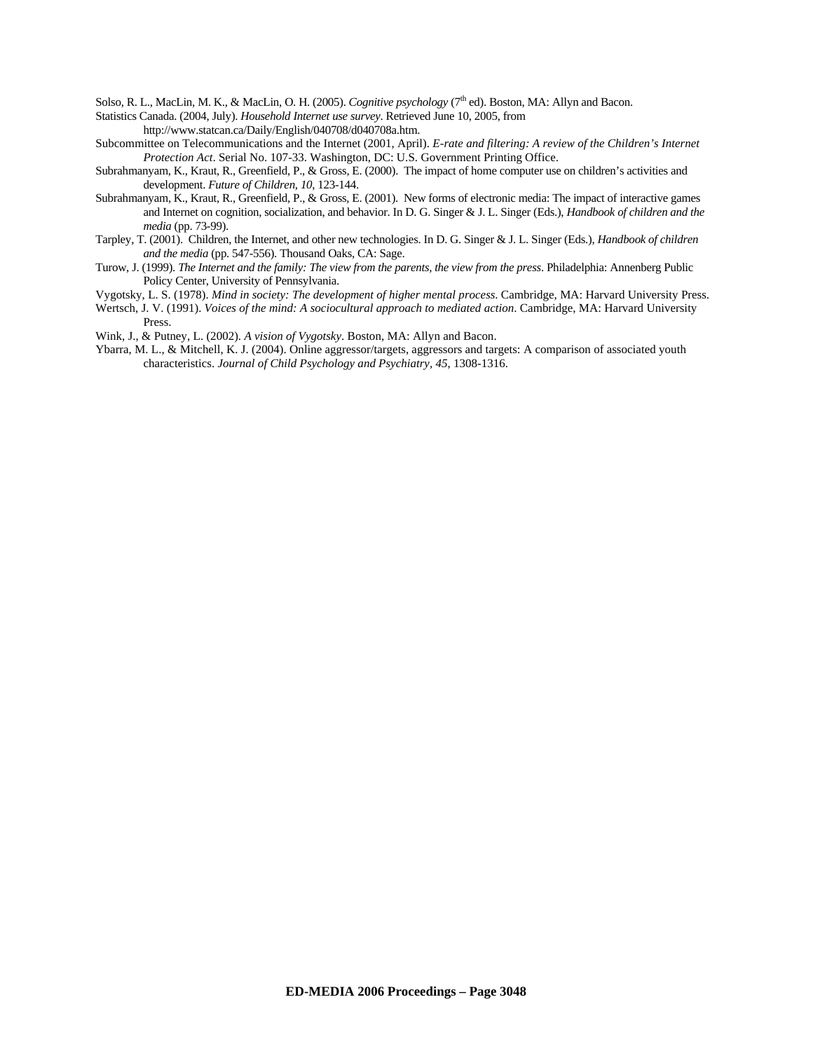Solso, R. L., MacLin, M. K., & MacLin, O. H. (2005). *Cognitive psychology* (7th ed). Boston, MA: Allyn and Bacon.

Statistics Canada. (2004, July). *Household Internet use survey*. Retrieved June 10, 2005, from http://www.statcan.ca/Daily/English/040708/d040708a.htm.

Subcommittee on Telecommunications and the Internet (2001, April). *E-rate and filtering: A review of the Children's Internet Protection Act*. Serial No. 107-33. Washington, DC: U.S. Government Printing Office.

Subrahmanyam, K., Kraut, R., Greenfield, P., & Gross, E. (2000). The impact of home computer use on children's activities and development. *Future of Children, 10*, 123-144.

Subrahmanyam, K., Kraut, R., Greenfield, P., & Gross, E. (2001). New forms of electronic media: The impact of interactive games and Internet on cognition, socialization, and behavior. In D. G. Singer & J. L. Singer (Eds.), *Handbook of children and the media* (pp. 73-99).

Tarpley, T. (2001). Children, the Internet, and other new technologies. In D. G. Singer & J. L. Singer (Eds.), *Handbook of children and the media* (pp. 547-556). Thousand Oaks, CA: Sage.

Turow, J. (1999). *The Internet and the family: The view from the parents, the view from the press*. Philadelphia: Annenberg Public Policy Center, University of Pennsylvania.

Vygotsky, L. S. (1978). *Mind in society: The development of higher mental process*. Cambridge, MA: Harvard University Press.

Wertsch, J. V. (1991). *Voices of the mind: A sociocultural approach to mediated action*. Cambridge, MA: Harvard University Press.

Wink, J., & Putney, L. (2002). *A vision of Vygotsky*. Boston, MA: Allyn and Bacon.

Ybarra, M. L., & Mitchell, K. J. (2004). Online aggressor/targets, aggressors and targets: A comparison of associated youth characteristics. *Journal of Child Psychology and Psychiatry, 45*, 1308-1316.